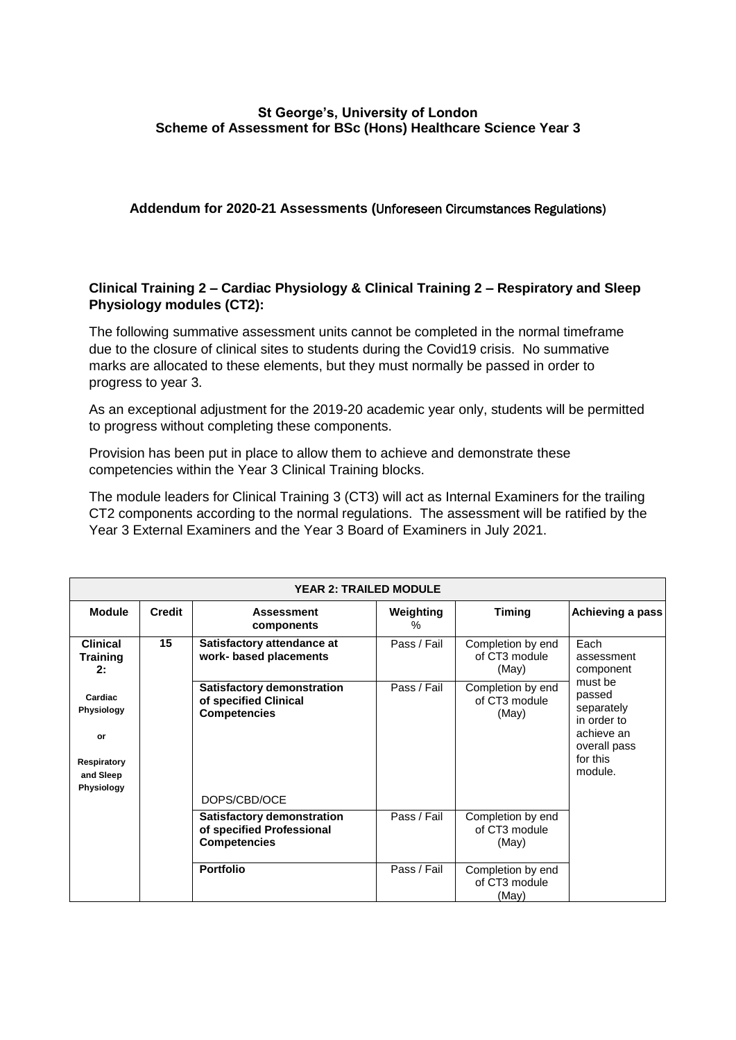**St George's, University of London**
**Scheme of Assessment for BSc (Hons) Healthcare Science Year 3**

**Addendum for 2020-21 Assessments (Unforeseen Circumstances Regulations)**

**Clinical Training 2 – Cardiac Physiology & Clinical Training 2 – Respiratory and Sleep Physiology modules (CT2):**

The following summative assessment units cannot be completed in the normal timeframe due to the closure of clinical sites to students during the Covid19 crisis. No summative marks are allocated to these elements, but they must normally be passed in order to progress to year 3.

As an exceptional adjustment for the 2019-20 academic year only, students will be permitted to progress without completing these components.

Provision has been put in place to allow them to achieve and demonstrate these competencies within the Year 3 Clinical Training blocks.

The module leaders for Clinical Training 3 (CT3) will act as Internal Examiners for the trailing CT2 components according to the normal regulations. The assessment will be ratified by the Year 3 External Examiners and the Year 3 Board of Examiners in July 2021.

| **YEAR 2: TRAILED MODULE** | | | | | |
|---|---|---|---|---|---|
| **Module** | **Credit** | **Assessment components** | **Weighting %** | **Timing** | **Achieving a pass** |
| **Clinical Training 2:** Cardiac Physiology or Respiratory and Sleep Physiology | **15** | **Satisfactory attendance at work- based placements** | Pass / Fail | Completion by end of CT3 module (May) | Each assessment component must be passed separately in order to achieve an overall pass for this module. |
| | | **Satisfactory demonstration of specified Clinical Competencies** DOPS/CBD/OCE | Pass / Fail | Completion by end of CT3 module (May) | |
| | | **Satisfactory demonstration of specified Professional Competencies** | Pass / Fail | Completion by end of CT3 module (May) | |
| | | **Portfolio** | Pass / Fail | Completion by end of CT3 module (May) | |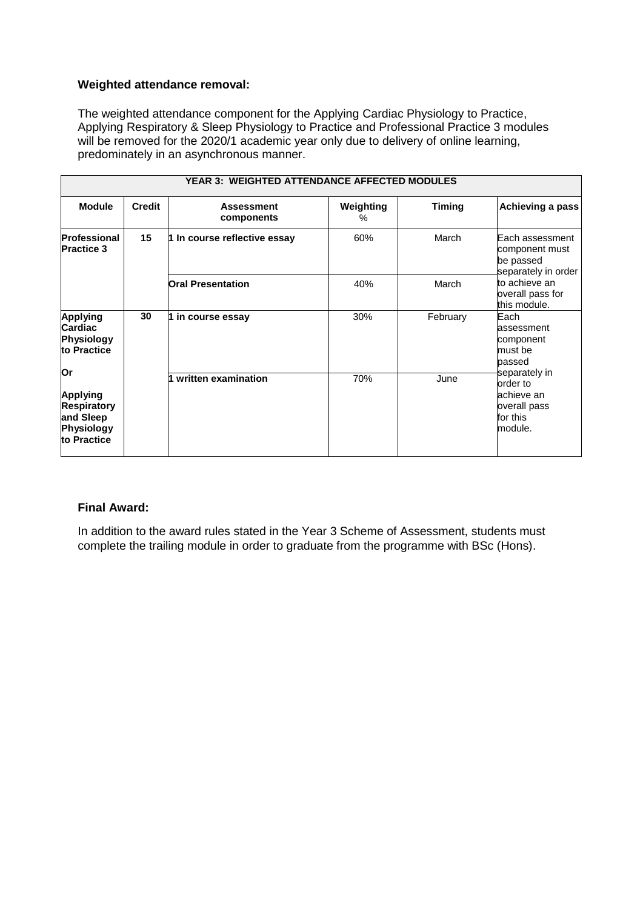**Weighted attendance removal:**

The weighted attendance component for the Applying Cardiac Physiology to Practice, Applying Respiratory & Sleep Physiology to Practice and Professional Practice 3 modules will be removed for the 2020/1 academic year only due to delivery of online learning, predominately in an asynchronous manner.

| YEAR 3: WEIGHTED ATTENDANCE AFFECTED MODULES | | | | | |
|---|---|---|---|---|---|
| **Module** | **Credit** | **Assessment components** | **Weighting %** | **Timing** | **Achieving a pass** |
| **Professional Practice 3** | **15** | **1 In course reflective essay** | 60% | March | Each assessment component must be passed separately in order to achieve an overall pass for this module. |
| | | **Oral Presentation** | 40% | March | |
| **Applying Cardiac Physiology to Practice** **Or** **Applying Respiratory and Sleep Physiology to Practice** | **30** | **1 in course essay** | 30% | February | Each assessment component must be passed separately in order to achieve an overall pass for this module. |
| | | **1 written examination** | 70% | June | |

**Final Award:**

In addition to the award rules stated in the Year 3 Scheme of Assessment, students must complete the trailing module in order to graduate from the programme with BSc (Hons).